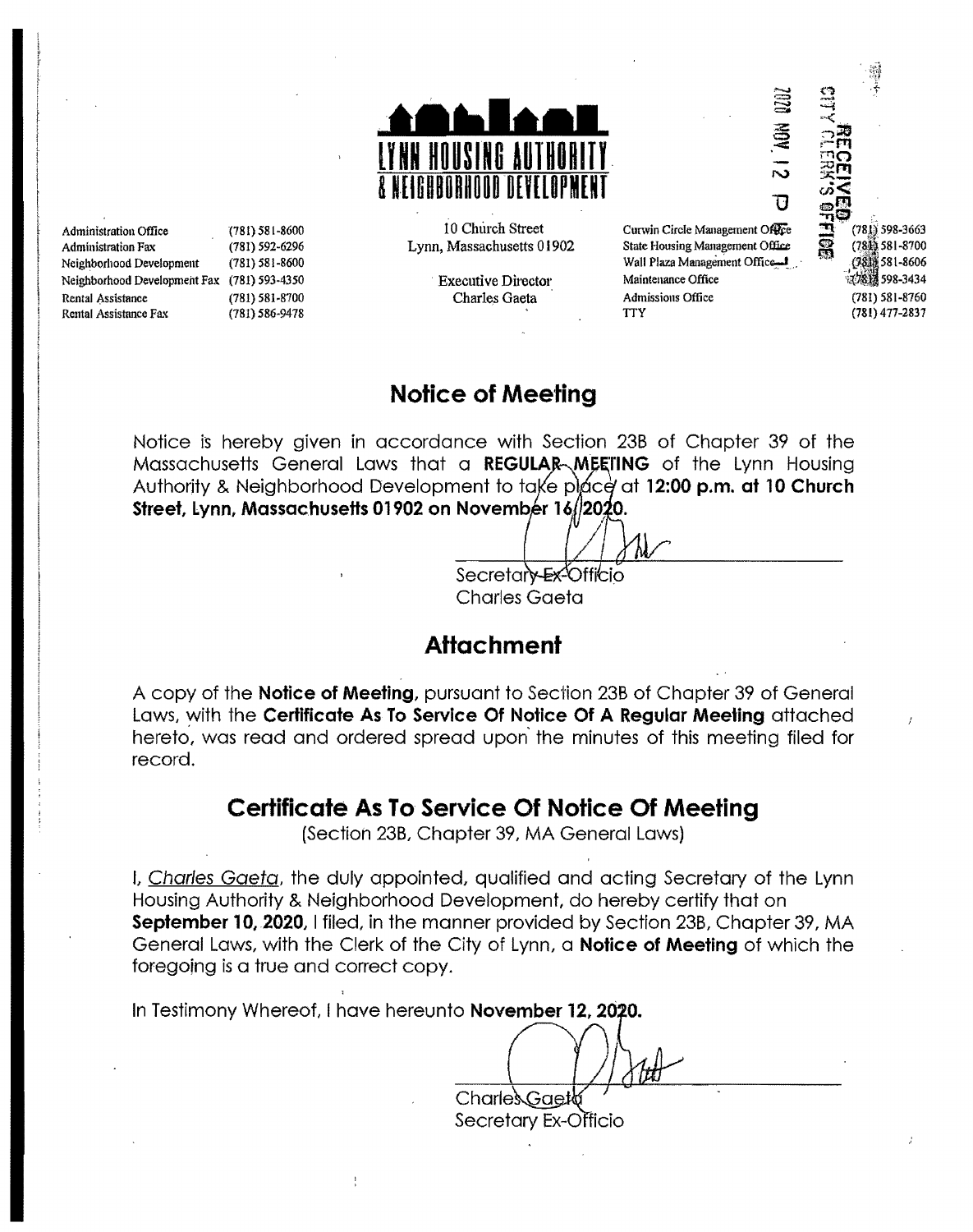# LYNN HOUSING AUTHORITY & NEIGHBORHOOD DEVELOPMENT

| | |
|---|---|
| Administration Office | (781) 581-8600 |
| Administration Fax | (781) 592-6296 |
| Neighborhood Development | (781) 581-8600 |
| Neighborhood Development Fax | (781) 593-4350 |
| Rental Assistance | (781) 581-8700 |
| Rental Assistance Fax | (781) 586-9478 |

10 Church Street
Lynn, Massachusetts 01902

Executive Director
Charles Gaeta

| | |
|---|---|
| Curwin Circle Management Office | (781) 598-3663 |
| State Housing Management Office | (781) 581-8700 |
| Wall Plaza Management Office | (781) 581-8606 |
| Maintenance Office | (781) 598-3434 |
| Admissions Office | (781) 581-8760 |
| TTY | (781) 477-2837 |

RECEIVED
CITY CLERK'S OFFICE
2020 NOV 12 P

## Notice of Meeting

Notice is hereby given in accordance with Section 23B of Chapter 39 of the Massachusetts General Laws that a **REGULAR MEETING** of the Lynn Housing Authority & Neighborhood Development to take place at **12:00 p.m. at 10 Church Street, Lynn, Massachusetts 01902 on November 16, 2020.**

Secretary Ex-Officio
Charles Gaeta

## Attachment

A copy of the **Notice of Meeting,** pursuant to Section 23B of Chapter 39 of General Laws, with the **Certificate As To Service Of Notice Of A Regular Meeting** attached hereto, was read and ordered spread upon the minutes of this meeting filed for record.

## Certificate As To Service Of Notice Of Meeting

(Section 23B, Chapter 39, MA General Laws)

I, _Charles Gaeta_, the duly appointed, qualified and acting Secretary of the Lynn Housing Authority & Neighborhood Development, do hereby certify that on **September 10, 2020,** I filed, in the manner provided by Section 23B, Chapter 39, MA General Laws, with the Clerk of the City of Lynn, a **Notice of Meeting** of which the foregoing is a true and correct copy.

In Testimony Whereof, I have hereunto **November 12, 2020.**

Charles Gaeta
Secretary Ex-Officio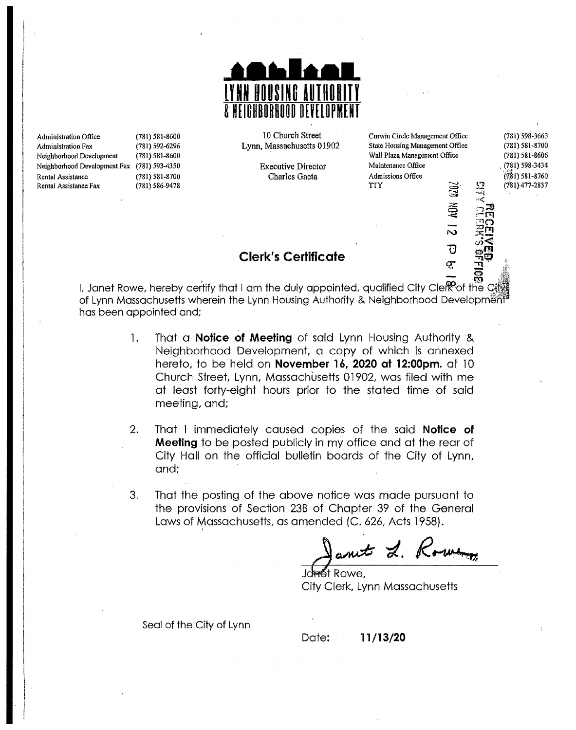# LYNN HOUSING AUTHORITY & NEIGHBORHOOD DEVELOPMENT

| | |
|---|---|
| Administration Office | (781) 581-8600 |
| Administration Fax | (781) 592-6296 |
| Neighborhood Development | (781) 581-8600 |
| Neighborhood Development Fax | (781) 593-4350 |
| Rental Assistance | (781) 581-8700 |
| Rental Assistance Fax | (781) 586-9478 |

10 Church Street
Lynn, Massachusetts 01902

Executive Director
Charles Gaeta

| | |
|---|---|
| Curwin Circle Management Office | (781) 598-3663 |
| State Housing Management Office | (781) 581-8700 |
| Wall Plaza Management Office | (781) 581-8606 |
| Maintenance Office | (781) 598-3434 |
| Admissions Office | (781) 581-8760 |
| TTY | (781) 477-2837 |

RECEIVED
CITY CLERK'S OFFICE
2020 NOV 12 P 6:18

## Clerk's Certificate

I, Janet Rowe, hereby certify that I am the duly appointed, qualified City Clerk of the City of Lynn Massachusetts wherein the Lynn Housing Authority & Neighborhood Development has been appointed and;

1. That a **Notice of Meeting** of said Lynn Housing Authority & Neighborhood Development, a copy of which is annexed hereto, to be held on **November 16, 2020 at 12:00pm.** at 10 Church Street, Lynn, Massachusetts 01902, was filed with me at least forty-eight hours prior to the stated time of said meeting, and;

2. That I immediately caused copies of the said **Notice of Meeting** to be posted publicly in my office and at the rear of City Hall on the official bulletin boards of the City of Lynn, and;

3. That the posting of the above notice was made pursuant to the provisions of Section 23B of Chapter 39 of the General Laws of Massachusetts, as amended (C. 626, Acts 1958).

Janet L. Rowe

Janet Rowe,
City Clerk, Lynn Massachusetts

Seal of the City of Lynn

Date: **11/13/20**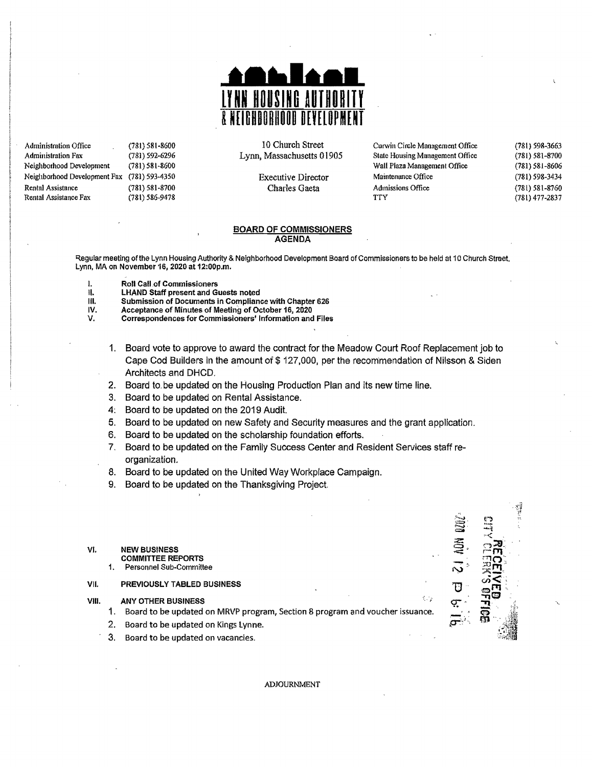# LYNN HOUSING AUTHORITY & NEIGHBORHOOD DEVELOPMENT

| | | | | | |
|---|---|---|---|---|---|
| Administration Office | (781) 581-8600 | 10 Church Street | | Curwin Circle Management Office | (781) 598-3663 |
| Administration Fax | (781) 592-6296 | Lynn, Massachusetts 01905 | | State Housing Management Office | (781) 581-8700 |
| Neighborhood Development | (781) 581-8600 | | | Wall Plaza Management Office | (781) 581-8606 |
| Neighborhood Development Fax | (781) 593-4350 | Executive Director | | Maintenance Office | (781) 598-3434 |
| Rental Assistance | (781) 581-8700 | Charles Gaeta | | Admissions Office | (781) 581-8760 |
| Rental Assistance Fax | (781) 586-9478 | | | TTY | (781) 477-2837 |

## BOARD OF COMMISSIONERS AGENDA

Regular meeting of the Lynn Housing Authority & Neighborhood Development Board of Commissioners to be held at 10 Church Street, Lynn, MA on **November 16, 2020 at 12:00p.m.**

I. **Roll Call of Commissioners**
II. **LHAND Staff present and Guests noted**
III. **Submission of Documents in Compliance with Chapter 626**
IV. **Acceptance of Minutes of Meeting of October 16, 2020**
V. **Correspondences for Commissioners' Information and Files**

1. Board vote to approve to award the contract for the Meadow Court Roof Replacement job to Cape Cod Builders in the amount of $ 127,000, per the recommendation of Nilsson & Siden Architects and DHCD.
2. Board to be updated on the Housing Production Plan and its new time line.
3. Board to be updated on Rental Assistance.
4. Board to be updated on the 2019 Audit.
5. Board to be updated on new Safety and Security measures and the grant application.
6. Board to be updated on the scholarship foundation efforts.
7. Board to be updated on the Family Success Center and Resident Services staff re-organization.
8. Board to be updated on the United Way Workplace Campaign.
9. Board to be updated on the Thanksgiving Project.

VI. **NEW BUSINESS**
**COMMITTEE REPORTS**
1. Personnel Sub-Committee

VII. **PREVIOUSLY TABLED BUSINESS**

VIII. **ANY OTHER BUSINESS**
1. Board to be updated on MRVP program, Section 8 program and voucher issuance.
2. Board to be updated on Kings Lynne.
3. Board to be updated on vacancies.

RECEIVED
CITY CLERK'S OFFICE
2020 NOV 12 P 6:16

ADJOURNMENT